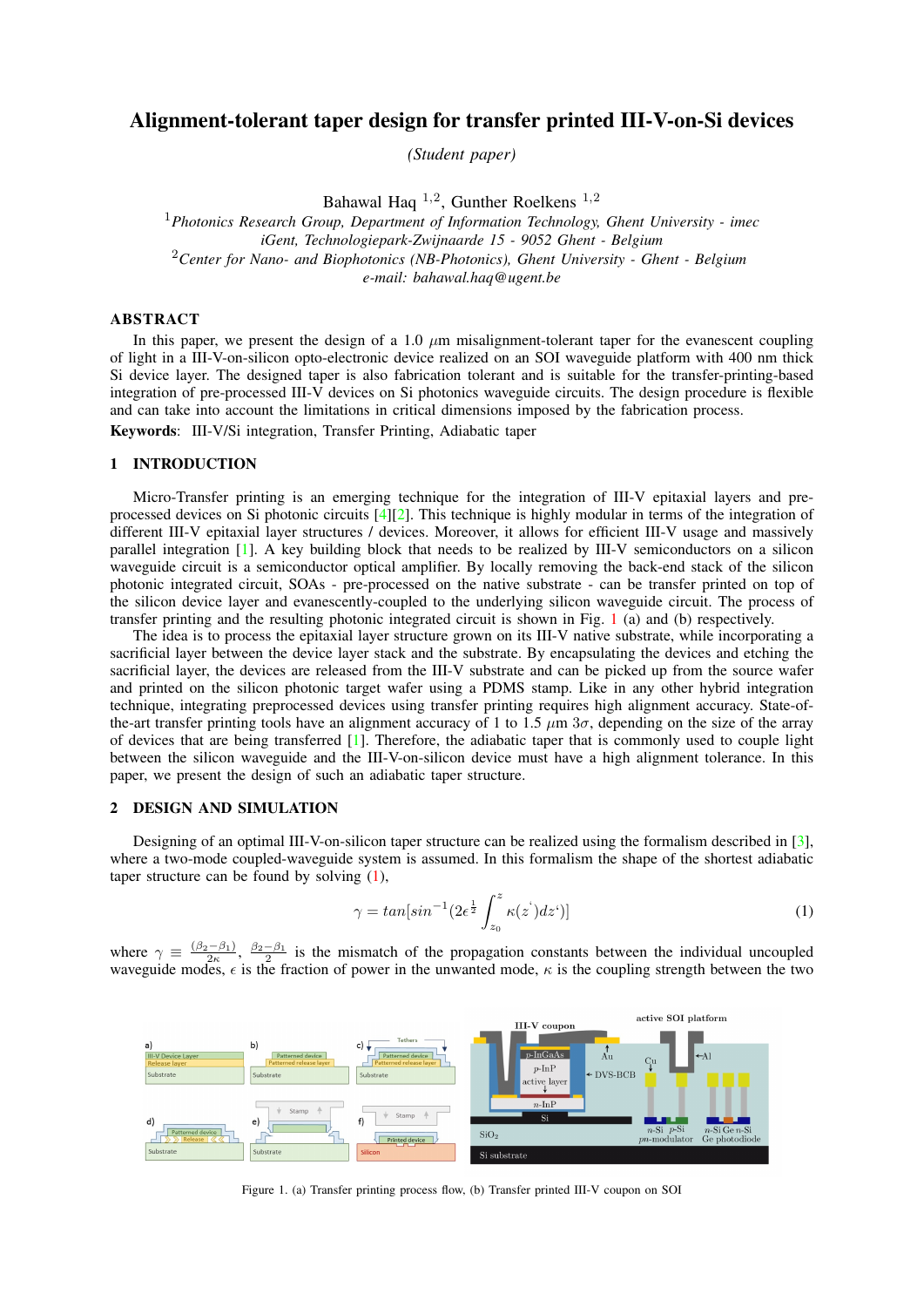# Alignment-tolerant taper design for transfer printed III-V-on-Si devices

*(Student paper)*

Bahawal Haq [1,2], Gunther Roelkens [1,2]

[1] *Photonics Research Group, Department of Information Technology, Ghent University - imec iGent, Technologiepark-Zwijnaarde 15 - 9052 Ghent - Belgium*

[2] *Center for Nano- and Biophotonics (NB-Photonics), Ghent University - Ghent - Belgium*

*e-mail: bahawal.haq@ugent.be*

## ABSTRACT

In this paper, we present the design of a 1.0 $\mu$m misalignment-tolerant taper for the evanescent coupling of light in a III-V-on-silicon opto-electronic device realized on an SOI waveguide platform with 400 nm thick Si device layer. The designed taper is also fabrication tolerant and is suitable for the transfer-printing-based integration of pre-processed III-V devices on Si photonics waveguide circuits. The design procedure is flexible and can take into account the limitations in critical dimensions imposed by the fabrication process.

**Keywords**: III-V/Si integration, Transfer Printing, Adiabatic taper

## 1 INTRODUCTION

Micro-Transfer printing is an emerging technique for the integration of III-V epitaxial layers and pre-processed devices on Si photonic circuits [4][2]. This technique is highly modular in terms of the integration of different III-V epitaxial layer structures / devices. Moreover, it allows for efficient III-V usage and massively parallel integration [1]. A key building block that needs to be realized by III-V semiconductors on a silicon waveguide circuit is a semiconductor optical amplifier. By locally removing the back-end stack of the silicon photonic integrated circuit, SOAs - pre-processed on the native substrate - can be transfer printed on top of the silicon device layer and evanescently-coupled to the underlying silicon waveguide circuit. The process of transfer printing and the resulting photonic integrated circuit is shown in Fig. 1 (a) and (b) respectively.

The idea is to process the epitaxial layer structure grown on its III-V native substrate, while incorporating a sacrificial layer between the device layer stack and the substrate. By encapsulating the devices and etching the sacrificial layer, the devices are released from the III-V substrate and can be picked up from the source wafer and printed on the silicon photonic target wafer using a PDMS stamp. Like in any other hybrid integration technique, integrating preprocessed devices using transfer printing requires high alignment accuracy. State-of-the-art transfer printing tools have an alignment accuracy of 1 to 1.5 $\mu$m $3\sigma$, depending on the size of the array of devices that are being transferred [1]. Therefore, the adiabatic taper that is commonly used to couple light between the silicon waveguide and the III-V-on-silicon device must have a high alignment tolerance. In this paper, we present the design of such an adiabatic taper structure.

## 2 DESIGN AND SIMULATION

Designing of an optimal III-V-on-silicon taper structure can be realized using the formalism described in [3], where a two-mode coupled-waveguide system is assumed. In this formalism the shape of the shortest adiabatic taper structure can be found by solving (1),

$$\gamma = tan[sin^{-1}(2\epsilon^{\frac{1}{2}} \int_{z_0}^{z} \kappa(z')dz')] \tag{1}$$

where $\gamma \equiv \frac{(\beta_2-\beta_1)}{2\kappa}$, $\frac{\beta_2-\beta_1}{2}$ is the mismatch of the propagation constants between the individual uncoupled waveguide modes, $\epsilon$ is the fraction of power in the unwanted mode, $\kappa$ is the coupling strength between the two

Figure 1. (a) Transfer printing process flow, (b) Transfer printed III-V coupon on SOI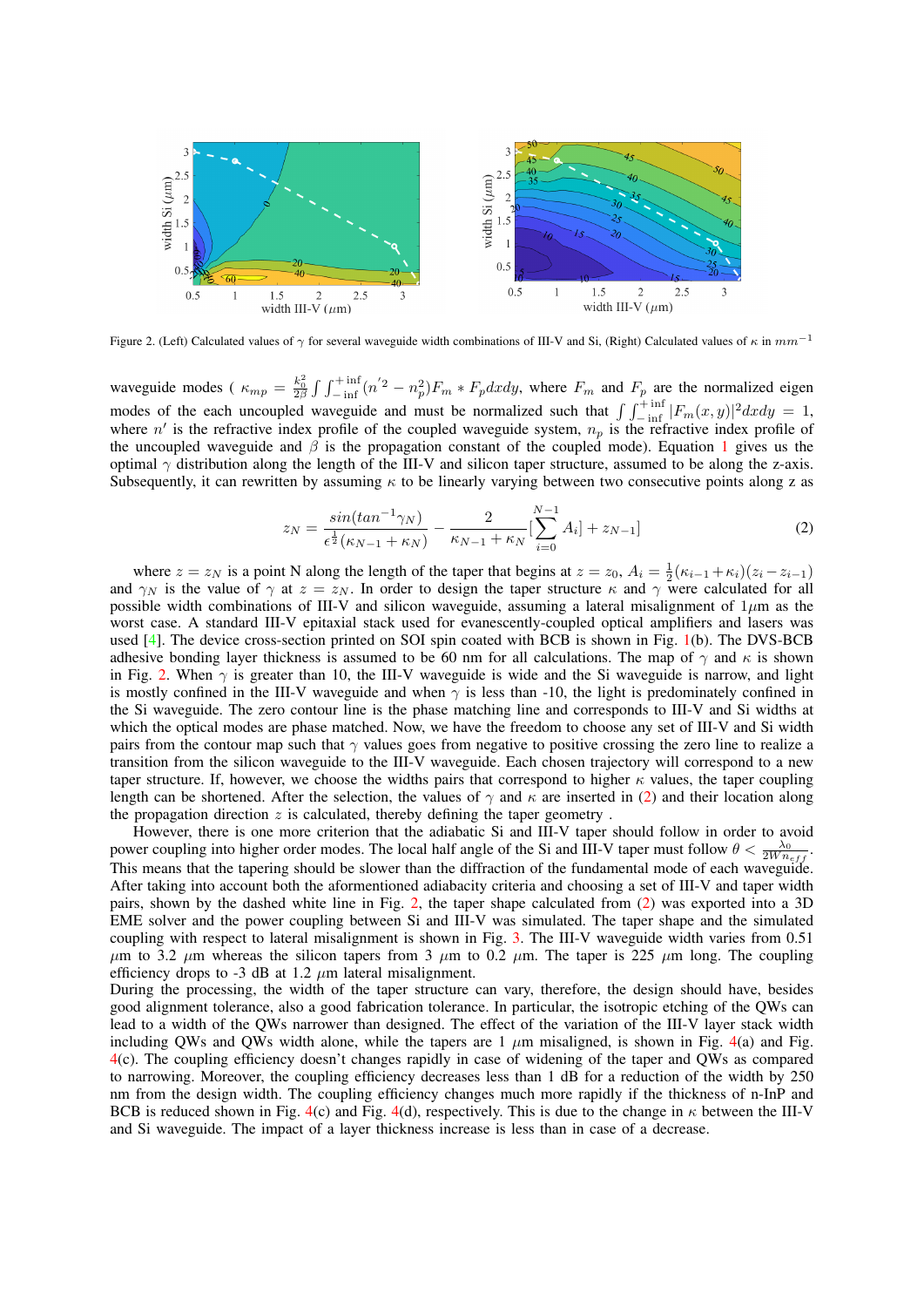Figure 2. (Left) Calculated values of $\gamma$ for several waveguide width combinations of III-V and Si, (Right) Calculated values of $\kappa$ in $mm^{-1}$

waveguide modes ( $\kappa_{mp} = \frac{k_0^2}{2\beta} \int \int_{-\inf}^{+\inf} (n'^2 - n_p^2) F_m * F_p dxdy$, where $F_m$ and $F_p$ are the normalized eigen modes of the each uncoupled waveguide and must be normalized such that $\int \int_{-\inf}^{+\inf} |F_m(x,y)|^2 dxdy = 1$, where $n'$ is the refractive index profile of the coupled waveguide system, $n_p$ is the refractive index profile of the uncoupled waveguide and $\beta$ is the propagation constant of the coupled mode). Equation 1 gives us the optimal $\gamma$ distribution along the length of the III-V and silicon taper structure, assumed to be along the z-axis. Subsequently, it can rewritten by assuming $\kappa$ to be linearly varying between two consecutive points along z as

$$z_N = \frac{sin(tan^{-1}\gamma_N)}{\epsilon^{\frac{1}{2}}(\kappa_{N-1} + \kappa_N)} - \frac{2}{\kappa_{N-1} + \kappa_N}[\sum_{i=0}^{N-1} A_i] + z_{N-1}] \qquad (2)$$

where $z = z_N$ is a point N along the length of the taper that begins at $z = z_0$, $A_i = \frac{1}{2}(\kappa_{i-1} + \kappa_i)(z_i - z_{i-1})$ and $\gamma_N$ is the value of $\gamma$ at $z = z_N$. In order to design the taper structure $\kappa$ and $\gamma$ were calculated for all possible width combinations of III-V and silicon waveguide, assuming a lateral misalignment of $1\mu$m as the worst case. A standard III-V epitaxial stack used for evanescently-coupled optical amplifiers and lasers was used [4]. The device cross-section printed on SOI spin coated with BCB is shown in Fig. 1(b). The DVS-BCB adhesive bonding layer thickness is assumed to be 60 nm for all calculations. The map of $\gamma$ and $\kappa$ is shown in Fig. 2. When $\gamma$ is greater than 10, the III-V waveguide is wide and the Si waveguide is narrow, and light is mostly confined in the III-V waveguide and when $\gamma$ is less than -10, the light is predominately confined in the Si waveguide. The zero contour line is the phase matching line and corresponds to III-V and Si widths at which the optical modes are phase matched. Now, we have the freedom to choose any set of III-V and Si width pairs from the contour map such that $\gamma$ values goes from negative to positive crossing the zero line to realize a transition from the silicon waveguide to the III-V waveguide. Each chosen trajectory will correspond to a new taper structure. If, however, we choose the widths pairs that correspond to higher $\kappa$ values, the taper coupling length can be shortened. After the selection, the values of $\gamma$ and $\kappa$ are inserted in (2) and their location along the propagation direction $z$ is calculated, thereby defining the taper geometry .

However, there is one more criterion that the adiabatic Si and III-V taper should follow in order to avoid power coupling into higher order modes. The local half angle of the Si and III-V taper must follow $\theta < \frac{\lambda_0}{2Wn_{eff}}$. This means that the tapering should be slower than the diffraction of the fundamental mode of each waveguide. After taking into account both the aformentioned adiabacity criteria and choosing a set of III-V and taper width pairs, shown by the dashed white line in Fig. 2, the taper shape calculated from (2) was exported into a 3D EME solver and the power coupling between Si and III-V was simulated. The taper shape and the simulated coupling with respect to lateral misalignment is shown in Fig. 3. The III-V waveguide width varies from 0.51 $\mu$m to 3.2 $\mu$m whereas the silicon tapers from 3 $\mu$m to 0.2 $\mu$m. The taper is 225 $\mu$m long. The coupling efficiency drops to -3 dB at 1.2 $\mu$m lateral misalignment.

During the processing, the width of the taper structure can vary, therefore, the design should have, besides good alignment tolerance, also a good fabrication tolerance. In particular, the isotropic etching of the QWs can lead to a width of the QWs narrower than designed. The effect of the variation of the III-V layer stack width including QWs and QWs width alone, while the tapers are 1 $\mu$m misaligned, is shown in Fig. 4(a) and Fig. 4(c). The coupling efficiency doesn't changes rapidly in case of widening of the taper and QWs as compared to narrowing. Moreover, the coupling efficiency decreases less than 1 dB for a reduction of the width by 250 nm from the design width. The coupling efficiency changes much more rapidly if the thickness of n-InP and BCB is reduced shown in Fig. 4(c) and Fig. 4(d), respectively. This is due to the change in $\kappa$ between the III-V and Si waveguide. The impact of a layer thickness increase is less than in case of a decrease.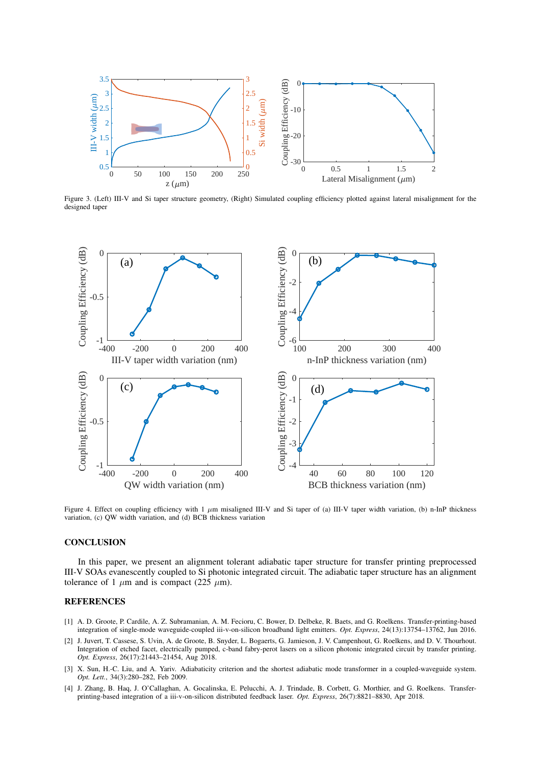III-V width ($\mu$m)
Si width ($\mu$m)
z ($\mu$m)

Coupling Efficiency (dB)
Lateral Misalignment ($\mu$m)

Figure 3. (Left) III-V and Si taper structure geometry, (Right) Simulated coupling efficiency plotted against lateral misalignment for the designed taper

(a)
Coupling Efficiency (dB)
III-V taper width variation (nm)

(b)
Coupling Efficiency (dB)
n-InP thickness variation (nm)

(c)
Coupling Efficiency (dB)
QW width variation (nm)

(d)
Coupling Efficiency (dB)
BCB thickness variation (nm)

Figure 4. Effect on coupling efficiency with 1 $\mu$m misaligned III-V and Si taper of (a) III-V taper width variation, (b) n-InP thickness variation, (c) QW width variation, and (d) BCB thickness variation

## CONCLUSION

In this paper, we present an alignment tolerant adiabatic taper structure for transfer printing preprocessed III-V SOAs evanescently coupled to Si photonic integrated circuit. The adiabatic taper structure has an alignment tolerance of 1 $\mu$m and is compact (225 $\mu$m).

## REFERENCES

[1] A. D. Groote, P. Cardile, A. Z. Subramanian, A. M. Fecioru, C. Bower, D. Delbeke, R. Baets, and G. Roelkens. Transfer-printing-based integration of single-mode waveguide-coupled iii-v-on-silicon broadband light emitters. *Opt. Express*, 24(13):13754–13762, Jun 2016.

[2] J. Juvert, T. Cassese, S. Uvin, A. de Groote, B. Snyder, L. Bogaerts, G. Jamieson, J. V. Campenhout, G. Roelkens, and D. V. Thourhout. Integration of etched facet, electrically pumped, c-band fabry-perot lasers on a silicon photonic integrated circuit by transfer printing. *Opt. Express*, 26(17):21443–21454, Aug 2018.

[3] X. Sun, H.-C. Liu, and A. Yariv. Adiabaticity criterion and the shortest adiabatic mode transformer in a coupled-waveguide system. *Opt. Lett.*, 34(3):280–282, Feb 2009.

[4] J. Zhang, B. Haq, J. O'Callaghan, A. Gocalinska, E. Pelucchi, A. J. Trindade, B. Corbett, G. Morthier, and G. Roelkens. Transfer-printing-based integration of a iii-v-on-silicon distributed feedback laser. *Opt. Express*, 26(7):8821–8830, Apr 2018.